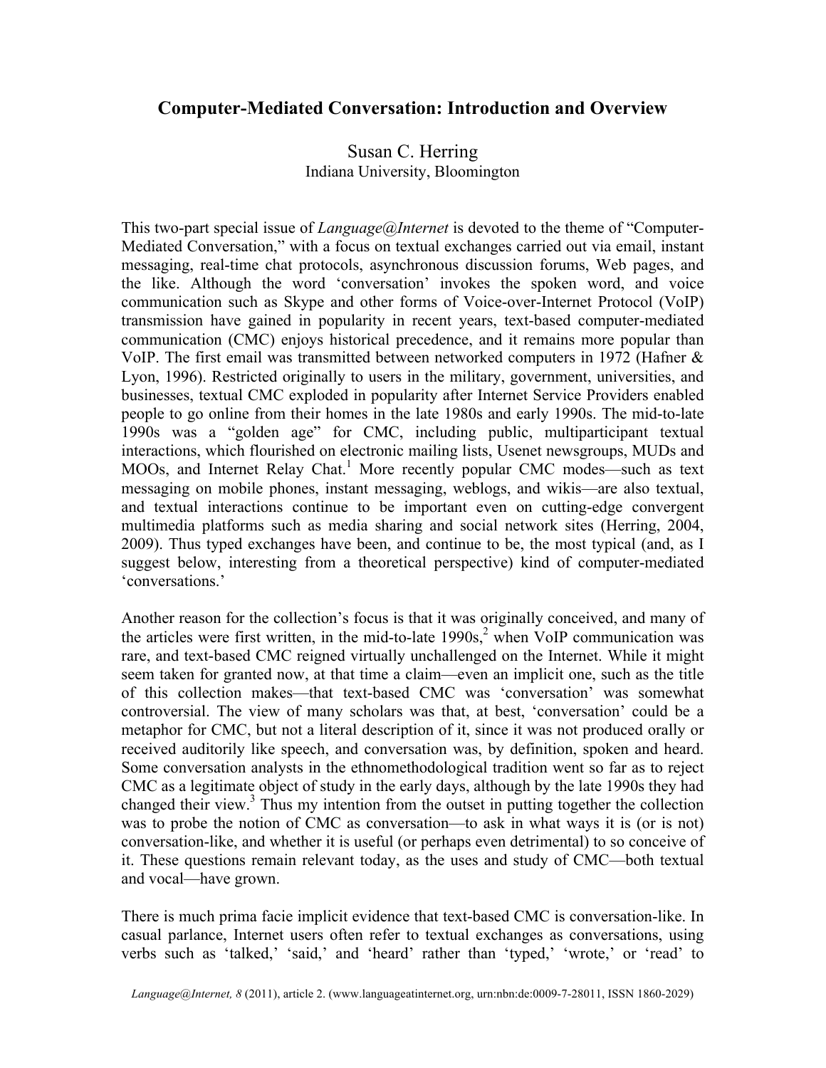# Computer-Mediated Conversation: Introduction and Overview

Susan C. Herring
Indiana University, Bloomington

This two-part special issue of *Language@Internet* is devoted to the theme of "Computer-Mediated Conversation," with a focus on textual exchanges carried out via email, instant messaging, real-time chat protocols, asynchronous discussion forums, Web pages, and the like. Although the word 'conversation' invokes the spoken word, and voice communication such as Skype and other forms of Voice-over-Internet Protocol (VoIP) transmission have gained in popularity in recent years, text-based computer-mediated communication (CMC) enjoys historical precedence, and it remains more popular than VoIP. The first email was transmitted between networked computers in 1972 (Hafner & Lyon, 1996). Restricted originally to users in the military, government, universities, and businesses, textual CMC exploded in popularity after Internet Service Providers enabled people to go online from their homes in the late 1980s and early 1990s. The mid-to-late 1990s was a "golden age" for CMC, including public, multiparticipant textual interactions, which flourished on electronic mailing lists, Usenet newsgroups, MUDs and MOOs, and Internet Relay Chat.[1] More recently popular CMC modes—such as text messaging on mobile phones, instant messaging, weblogs, and wikis—are also textual, and textual interactions continue to be important even on cutting-edge convergent multimedia platforms such as media sharing and social network sites (Herring, 2004, 2009). Thus typed exchanges have been, and continue to be, the most typical (and, as I suggest below, interesting from a theoretical perspective) kind of computer-mediated 'conversations.'

Another reason for the collection's focus is that it was originally conceived, and many of the articles were first written, in the mid-to-late 1990s,[2] when VoIP communication was rare, and text-based CMC reigned virtually unchallenged on the Internet. While it might seem taken for granted now, at that time a claim—even an implicit one, such as the title of this collection makes—that text-based CMC was 'conversation' was somewhat controversial. The view of many scholars was that, at best, 'conversation' could be a metaphor for CMC, but not a literal description of it, since it was not produced orally or received auditorily like speech, and conversation was, by definition, spoken and heard. Some conversation analysts in the ethnomethodological tradition went so far as to reject CMC as a legitimate object of study in the early days, although by the late 1990s they had changed their view.[3] Thus my intention from the outset in putting together the collection was to probe the notion of CMC as conversation—to ask in what ways it is (or is not) conversation-like, and whether it is useful (or perhaps even detrimental) to so conceive of it. These questions remain relevant today, as the uses and study of CMC—both textual and vocal—have grown.

There is much prima facie implicit evidence that text-based CMC is conversation-like. In casual parlance, Internet users often refer to textual exchanges as conversations, using verbs such as 'talked,' 'said,' and 'heard' rather than 'typed,' 'wrote,' or 'read' to

*Language@Internet, 8* (2011), article 2. (www.languageatinternet.org, urn:nbn:de:0009-7-28011, ISSN 1860-2029)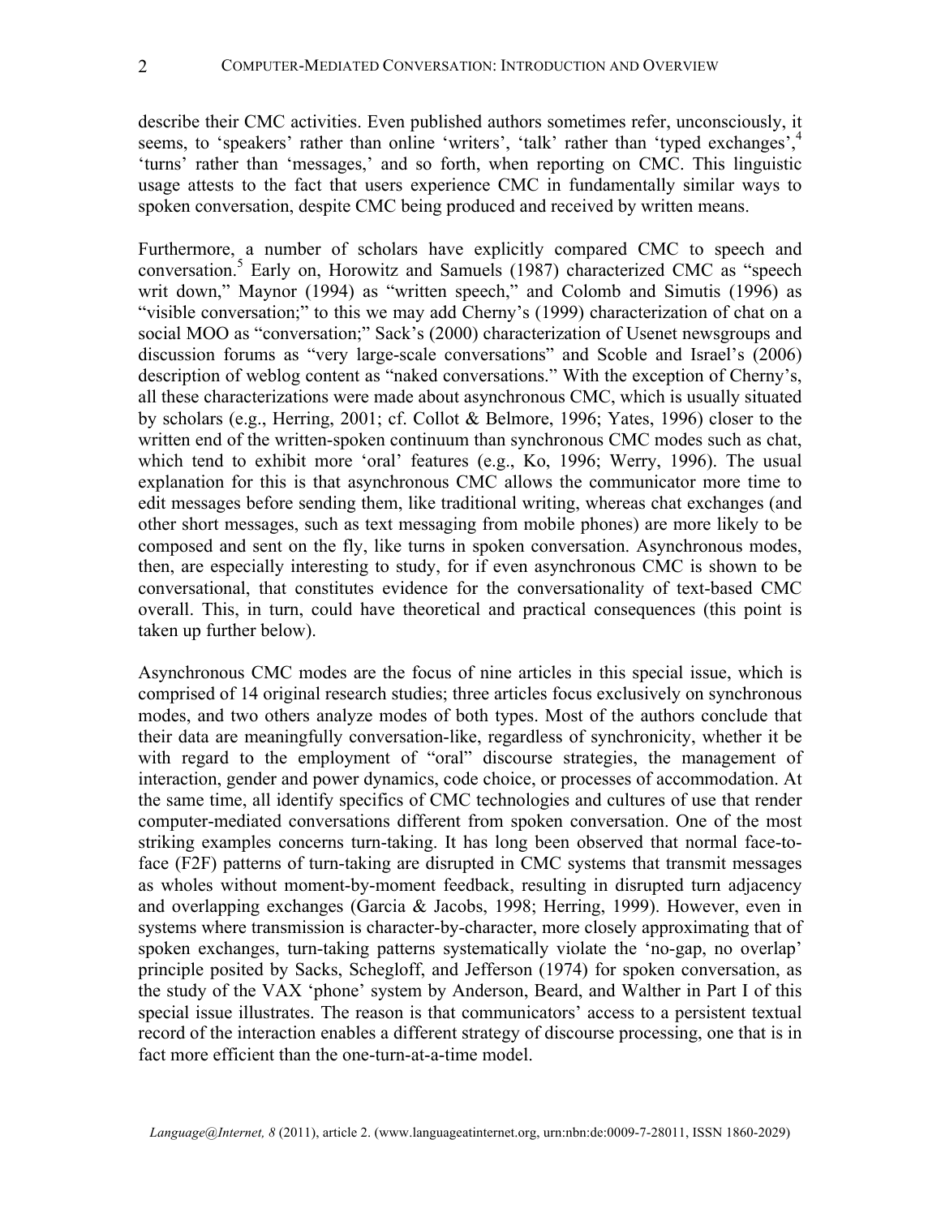describe their CMC activities. Even published authors sometimes refer, unconsciously, it seems, to 'speakers' rather than online 'writers', 'talk' rather than 'typed exchanges',[4] 'turns' rather than 'messages,' and so forth, when reporting on CMC. This linguistic usage attests to the fact that users experience CMC in fundamentally similar ways to spoken conversation, despite CMC being produced and received by written means.

Furthermore, a number of scholars have explicitly compared CMC to speech and conversation.[5] Early on, Horowitz and Samuels (1987) characterized CMC as "speech writ down," Maynor (1994) as "written speech," and Colomb and Simutis (1996) as "visible conversation;" to this we may add Cherny's (1999) characterization of chat on a social MOO as "conversation;" Sack's (2000) characterization of Usenet newsgroups and discussion forums as "very large-scale conversations" and Scoble and Israel's (2006) description of weblog content as "naked conversations." With the exception of Cherny's, all these characterizations were made about asynchronous CMC, which is usually situated by scholars (e.g., Herring, 2001; cf. Collot & Belmore, 1996; Yates, 1996) closer to the written end of the written-spoken continuum than synchronous CMC modes such as chat, which tend to exhibit more 'oral' features (e.g., Ko, 1996; Werry, 1996). The usual explanation for this is that asynchronous CMC allows the communicator more time to edit messages before sending them, like traditional writing, whereas chat exchanges (and other short messages, such as text messaging from mobile phones) are more likely to be composed and sent on the fly, like turns in spoken conversation. Asynchronous modes, then, are especially interesting to study, for if even asynchronous CMC is shown to be conversational, that constitutes evidence for the conversationality of text-based CMC overall. This, in turn, could have theoretical and practical consequences (this point is taken up further below).

Asynchronous CMC modes are the focus of nine articles in this special issue, which is comprised of 14 original research studies; three articles focus exclusively on synchronous modes, and two others analyze modes of both types. Most of the authors conclude that their data are meaningfully conversation-like, regardless of synchronicity, whether it be with regard to the employment of "oral" discourse strategies, the management of interaction, gender and power dynamics, code choice, or processes of accommodation. At the same time, all identify specifics of CMC technologies and cultures of use that render computer-mediated conversations different from spoken conversation. One of the most striking examples concerns turn-taking. It has long been observed that normal face-to-face (F2F) patterns of turn-taking are disrupted in CMC systems that transmit messages as wholes without moment-by-moment feedback, resulting in disrupted turn adjacency and overlapping exchanges (Garcia & Jacobs, 1998; Herring, 1999). However, even in systems where transmission is character-by-character, more closely approximating that of spoken exchanges, turn-taking patterns systematically violate the 'no-gap, no overlap' principle posited by Sacks, Schegloff, and Jefferson (1974) for spoken conversation, as the study of the VAX 'phone' system by Anderson, Beard, and Walther in Part I of this special issue illustrates. The reason is that communicators' access to a persistent textual record of the interaction enables a different strategy of discourse processing, one that is in fact more efficient than the one-turn-at-a-time model.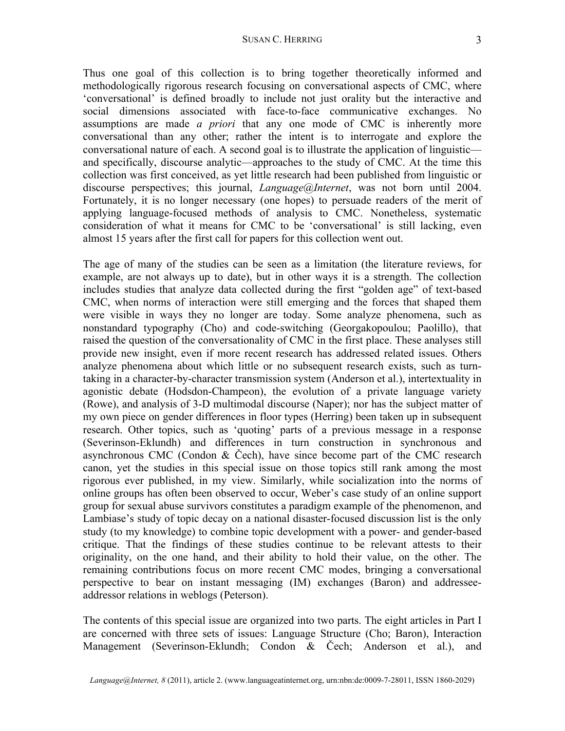Thus one goal of this collection is to bring together theoretically informed and methodologically rigorous research focusing on conversational aspects of CMC, where 'conversational' is defined broadly to include not just orality but the interactive and social dimensions associated with face-to-face communicative exchanges. No assumptions are made *a priori* that any one mode of CMC is inherently more conversational than any other; rather the intent is to interrogate and explore the conversational nature of each. A second goal is to illustrate the application of linguistic—and specifically, discourse analytic—approaches to the study of CMC. At the time this collection was first conceived, as yet little research had been published from linguistic or discourse perspectives; this journal, *Language@Internet*, was not born until 2004. Fortunately, it is no longer necessary (one hopes) to persuade readers of the merit of applying language-focused methods of analysis to CMC. Nonetheless, systematic consideration of what it means for CMC to be 'conversational' is still lacking, even almost 15 years after the first call for papers for this collection went out.

The age of many of the studies can be seen as a limitation (the literature reviews, for example, are not always up to date), but in other ways it is a strength. The collection includes studies that analyze data collected during the first "golden age" of text-based CMC, when norms of interaction were still emerging and the forces that shaped them were visible in ways they no longer are today. Some analyze phenomena, such as nonstandard typography (Cho) and code-switching (Georgakopoulou; Paolillo), that raised the question of the conversationality of CMC in the first place. These analyses still provide new insight, even if more recent research has addressed related issues. Others analyze phenomena about which little or no subsequent research exists, such as turn-taking in a character-by-character transmission system (Anderson et al.), intertextuality in agonistic debate (Hodsdon-Champeon), the evolution of a private language variety (Rowe), and analysis of 3-D multimodal discourse (Naper); nor has the subject matter of my own piece on gender differences in floor types (Herring) been taken up in subsequent research. Other topics, such as 'quoting' parts of a previous message in a response (Severinson-Eklundh) and differences in turn construction in synchronous and asynchronous CMC (Condon & Čech), have since become part of the CMC research canon, yet the studies in this special issue on those topics still rank among the most rigorous ever published, in my view. Similarly, while socialization into the norms of online groups has often been observed to occur, Weber's case study of an online support group for sexual abuse survivors constitutes a paradigm example of the phenomenon, and Lambiase's study of topic decay on a national disaster-focused discussion list is the only study (to my knowledge) to combine topic development with a power- and gender-based critique. That the findings of these studies continue to be relevant attests to their originality, on the one hand, and their ability to hold their value, on the other. The remaining contributions focus on more recent CMC modes, bringing a conversational perspective to bear on instant messaging (IM) exchanges (Baron) and addressee-addressor relations in weblogs (Peterson).

The contents of this special issue are organized into two parts. The eight articles in Part I are concerned with three sets of issues: Language Structure (Cho; Baron), Interaction Management (Severinson-Eklundh; Condon & Čech; Anderson et al.), and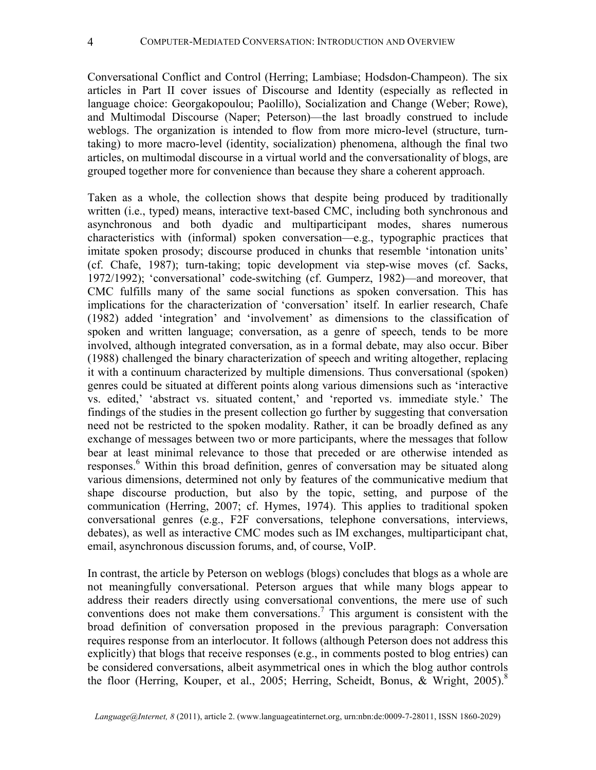Conversational Conflict and Control (Herring; Lambiase; Hodsdon-Champeon). The six articles in Part II cover issues of Discourse and Identity (especially as reflected in language choice: Georgakopoulou; Paolillo), Socialization and Change (Weber; Rowe), and Multimodal Discourse (Naper; Peterson)—the last broadly construed to include weblogs. The organization is intended to flow from more micro-level (structure, turn-taking) to more macro-level (identity, socialization) phenomena, although the final two articles, on multimodal discourse in a virtual world and the conversationality of blogs, are grouped together more for convenience than because they share a coherent approach.

Taken as a whole, the collection shows that despite being produced by traditionally written (i.e., typed) means, interactive text-based CMC, including both synchronous and asynchronous and both dyadic and multiparticipant modes, shares numerous characteristics with (informal) spoken conversation—e.g., typographic practices that imitate spoken prosody; discourse produced in chunks that resemble 'intonation units' (cf. Chafe, 1987); turn-taking; topic development via step-wise moves (cf. Sacks, 1972/1992); 'conversational' code-switching (cf. Gumperz, 1982)—and moreover, that CMC fulfills many of the same social functions as spoken conversation. This has implications for the characterization of 'conversation' itself. In earlier research, Chafe (1982) added 'integration' and 'involvement' as dimensions to the classification of spoken and written language; conversation, as a genre of speech, tends to be more involved, although integrated conversation, as in a formal debate, may also occur. Biber (1988) challenged the binary characterization of speech and writing altogether, replacing it with a continuum characterized by multiple dimensions. Thus conversational (spoken) genres could be situated at different points along various dimensions such as 'interactive vs. edited,' 'abstract vs. situated content,' and 'reported vs. immediate style.' The findings of the studies in the present collection go further by suggesting that conversation need not be restricted to the spoken modality. Rather, it can be broadly defined as any exchange of messages between two or more participants, where the messages that follow bear at least minimal relevance to those that preceded or are otherwise intended as responses.[6] Within this broad definition, genres of conversation may be situated along various dimensions, determined not only by features of the communicative medium that shape discourse production, but also by the topic, setting, and purpose of the communication (Herring, 2007; cf. Hymes, 1974). This applies to traditional spoken conversational genres (e.g., F2F conversations, telephone conversations, interviews, debates), as well as interactive CMC modes such as IM exchanges, multiparticipant chat, email, asynchronous discussion forums, and, of course, VoIP.

In contrast, the article by Peterson on weblogs (blogs) concludes that blogs as a whole are not meaningfully conversational. Peterson argues that while many blogs appear to address their readers directly using conversational conventions, the mere use of such conventions does not make them conversations.[7] This argument is consistent with the broad definition of conversation proposed in the previous paragraph: Conversation requires response from an interlocutor. It follows (although Peterson does not address this explicitly) that blogs that receive responses (e.g., in comments posted to blog entries) can be considered conversations, albeit asymmetrical ones in which the blog author controls the floor (Herring, Kouper, et al., 2005; Herring, Scheidt, Bonus, & Wright, 2005).[8]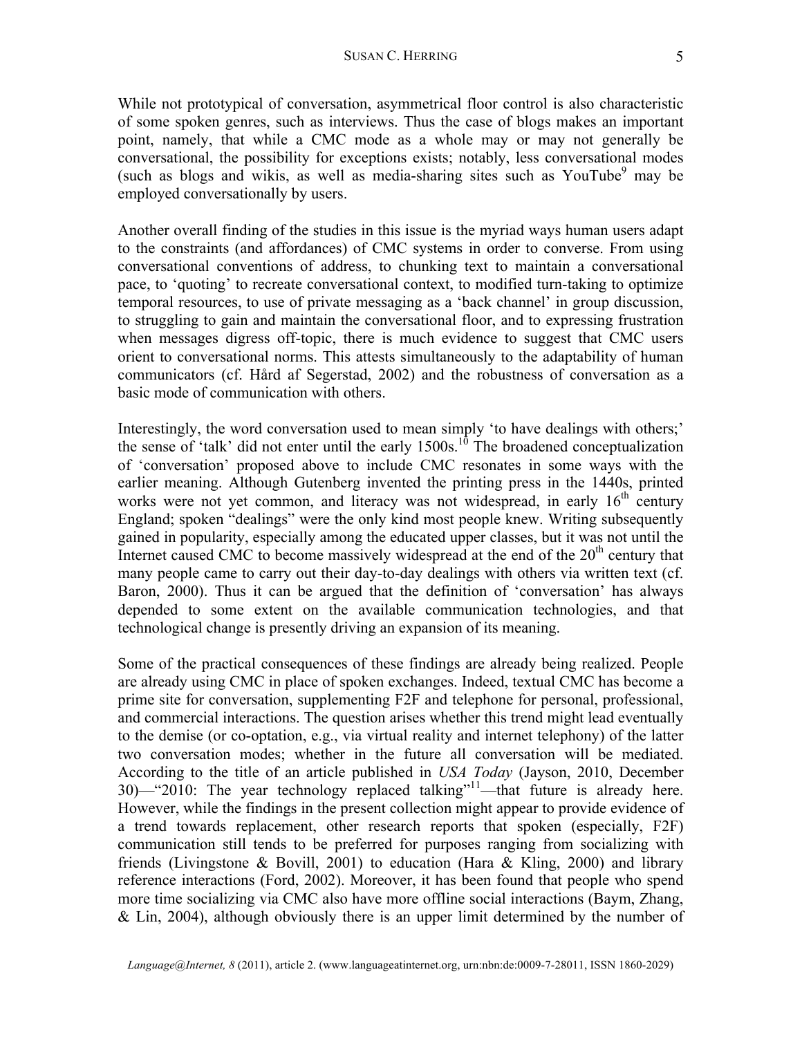While not prototypical of conversation, asymmetrical floor control is also characteristic of some spoken genres, such as interviews. Thus the case of blogs makes an important point, namely, that while a CMC mode as a whole may or may not generally be conversational, the possibility for exceptions exists; notably, less conversational modes (such as blogs and wikis, as well as media-sharing sites such as YouTube[9] may be employed conversationally by users.

Another overall finding of the studies in this issue is the myriad ways human users adapt to the constraints (and affordances) of CMC systems in order to converse. From using conversational conventions of address, to chunking text to maintain a conversational pace, to 'quoting' to recreate conversational context, to modified turn-taking to optimize temporal resources, to use of private messaging as a 'back channel' in group discussion, to struggling to gain and maintain the conversational floor, and to expressing frustration when messages digress off-topic, there is much evidence to suggest that CMC users orient to conversational norms. This attests simultaneously to the adaptability of human communicators (cf. Hård af Segerstad, 2002) and the robustness of conversation as a basic mode of communication with others.

Interestingly, the word conversation used to mean simply 'to have dealings with others;' the sense of 'talk' did not enter until the early 1500s.[10] The broadened conceptualization of 'conversation' proposed above to include CMC resonates in some ways with the earlier meaning. Although Gutenberg invented the printing press in the 1440s, printed works were not yet common, and literacy was not widespread, in early 16th century England; spoken "dealings" were the only kind most people knew. Writing subsequently gained in popularity, especially among the educated upper classes, but it was not until the Internet caused CMC to become massively widespread at the end of the 20th century that many people came to carry out their day-to-day dealings with others via written text (cf. Baron, 2000). Thus it can be argued that the definition of 'conversation' has always depended to some extent on the available communication technologies, and that technological change is presently driving an expansion of its meaning.

Some of the practical consequences of these findings are already being realized. People are already using CMC in place of spoken exchanges. Indeed, textual CMC has become a prime site for conversation, supplementing F2F and telephone for personal, professional, and commercial interactions. The question arises whether this trend might lead eventually to the demise (or co-optation, e.g., via virtual reality and internet telephony) of the latter two conversation modes; whether in the future all conversation will be mediated. According to the title of an article published in *USA Today* (Jayson, 2010, December 30)—"2010: The year technology replaced talking"[11]—that future is already here. However, while the findings in the present collection might appear to provide evidence of a trend towards replacement, other research reports that spoken (especially, F2F) communication still tends to be preferred for purposes ranging from socializing with friends (Livingstone & Bovill, 2001) to education (Hara & Kling, 2000) and library reference interactions (Ford, 2002). Moreover, it has been found that people who spend more time socializing via CMC also have more offline social interactions (Baym, Zhang, & Lin, 2004), although obviously there is an upper limit determined by the number of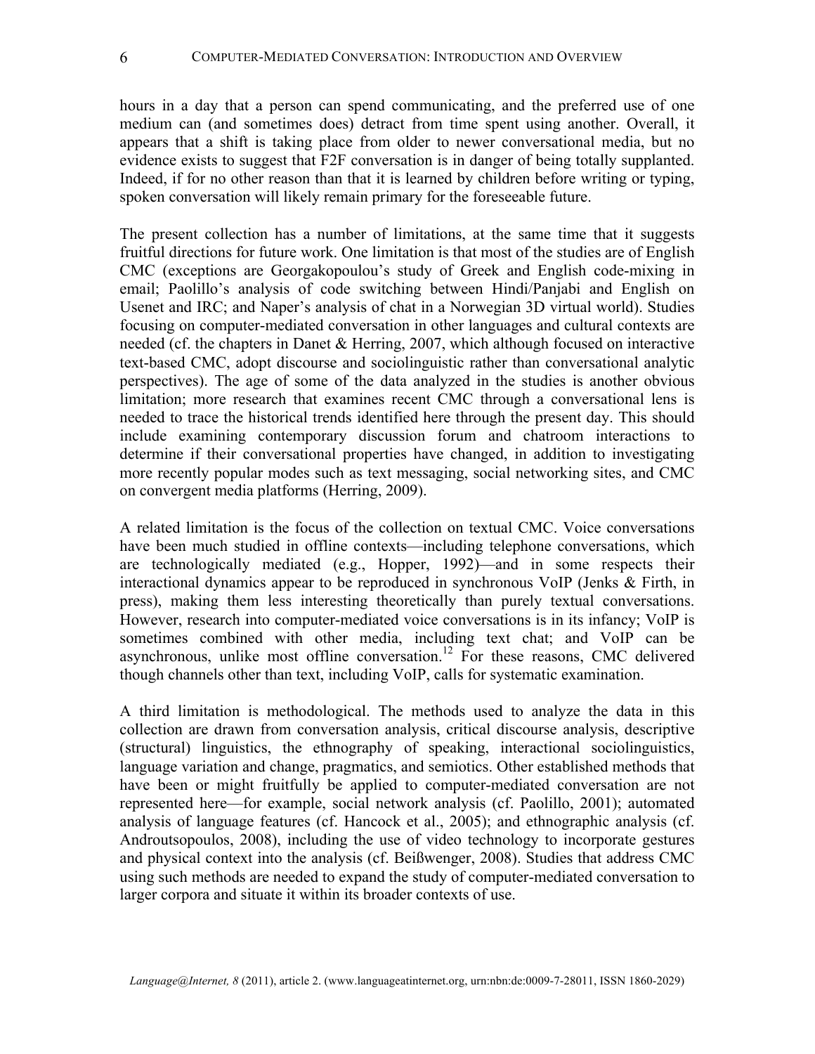hours in a day that a person can spend communicating, and the preferred use of one medium can (and sometimes does) detract from time spent using another. Overall, it appears that a shift is taking place from older to newer conversational media, but no evidence exists to suggest that F2F conversation is in danger of being totally supplanted. Indeed, if for no other reason than that it is learned by children before writing or typing, spoken conversation will likely remain primary for the foreseeable future.

The present collection has a number of limitations, at the same time that it suggests fruitful directions for future work. One limitation is that most of the studies are of English CMC (exceptions are Georgakopoulou's study of Greek and English code-mixing in email; Paolillo's analysis of code switching between Hindi/Panjabi and English on Usenet and IRC; and Naper's analysis of chat in a Norwegian 3D virtual world). Studies focusing on computer-mediated conversation in other languages and cultural contexts are needed (cf. the chapters in Danet & Herring, 2007, which although focused on interactive text-based CMC, adopt discourse and sociolinguistic rather than conversational analytic perspectives). The age of some of the data analyzed in the studies is another obvious limitation; more research that examines recent CMC through a conversational lens is needed to trace the historical trends identified here through the present day. This should include examining contemporary discussion forum and chatroom interactions to determine if their conversational properties have changed, in addition to investigating more recently popular modes such as text messaging, social networking sites, and CMC on convergent media platforms (Herring, 2009).

A related limitation is the focus of the collection on textual CMC. Voice conversations have been much studied in offline contexts—including telephone conversations, which are technologically mediated (e.g., Hopper, 1992)—and in some respects their interactional dynamics appear to be reproduced in synchronous VoIP (Jenks & Firth, in press), making them less interesting theoretically than purely textual conversations. However, research into computer-mediated voice conversations is in its infancy; VoIP is sometimes combined with other media, including text chat; and VoIP can be asynchronous, unlike most offline conversation.[12] For these reasons, CMC delivered though channels other than text, including VoIP, calls for systematic examination.

A third limitation is methodological. The methods used to analyze the data in this collection are drawn from conversation analysis, critical discourse analysis, descriptive (structural) linguistics, the ethnography of speaking, interactional sociolinguistics, language variation and change, pragmatics, and semiotics. Other established methods that have been or might fruitfully be applied to computer-mediated conversation are not represented here—for example, social network analysis (cf. Paolillo, 2001); automated analysis of language features (cf. Hancock et al., 2005); and ethnographic analysis (cf. Androutsopoulos, 2008), including the use of video technology to incorporate gestures and physical context into the analysis (cf. Beißwenger, 2008). Studies that address CMC using such methods are needed to expand the study of computer-mediated conversation to larger corpora and situate it within its broader contexts of use.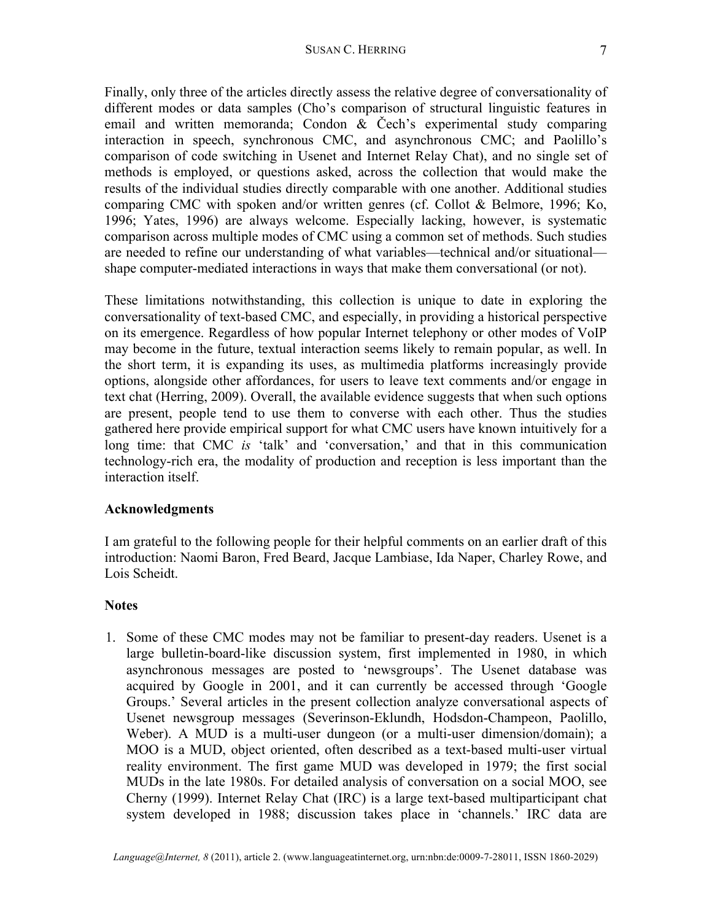Finally, only three of the articles directly assess the relative degree of conversationality of different modes or data samples (Cho's comparison of structural linguistic features in email and written memoranda; Condon & Čech's experimental study comparing interaction in speech, synchronous CMC, and asynchronous CMC; and Paolillo's comparison of code switching in Usenet and Internet Relay Chat), and no single set of methods is employed, or questions asked, across the collection that would make the results of the individual studies directly comparable with one another. Additional studies comparing CMC with spoken and/or written genres (cf. Collot & Belmore, 1996; Ko, 1996; Yates, 1996) are always welcome. Especially lacking, however, is systematic comparison across multiple modes of CMC using a common set of methods. Such studies are needed to refine our understanding of what variables—technical and/or situational—shape computer-mediated interactions in ways that make them conversational (or not).

These limitations notwithstanding, this collection is unique to date in exploring the conversationality of text-based CMC, and especially, in providing a historical perspective on its emergence. Regardless of how popular Internet telephony or other modes of VoIP may become in the future, textual interaction seems likely to remain popular, as well. In the short term, it is expanding its uses, as multimedia platforms increasingly provide options, alongside other affordances, for users to leave text comments and/or engage in text chat (Herring, 2009). Overall, the available evidence suggests that when such options are present, people tend to use them to converse with each other. Thus the studies gathered here provide empirical support for what CMC users have known intuitively for a long time: that CMC *is* 'talk' and 'conversation,' and that in this communication technology-rich era, the modality of production and reception is less important than the interaction itself.

### Acknowledgments

I am grateful to the following people for their helpful comments on an earlier draft of this introduction: Naomi Baron, Fred Beard, Jacque Lambiase, Ida Naper, Charley Rowe, and Lois Scheidt.

### Notes

1. Some of these CMC modes may not be familiar to present-day readers. Usenet is a large bulletin-board-like discussion system, first implemented in 1980, in which asynchronous messages are posted to 'newsgroups'. The Usenet database was acquired by Google in 2001, and it can currently be accessed through 'Google Groups.' Several articles in the present collection analyze conversational aspects of Usenet newsgroup messages (Severinson-Eklundh, Hodsdon-Champeon, Paolillo, Weber). A MUD is a multi-user dungeon (or a multi-user dimension/domain); a MOO is a MUD, object oriented, often described as a text-based multi-user virtual reality environment. The first game MUD was developed in 1979; the first social MUDs in the late 1980s. For detailed analysis of conversation on a social MOO, see Cherny (1999). Internet Relay Chat (IRC) is a large text-based multiparticipant chat system developed in 1988; discussion takes place in 'channels.' IRC data are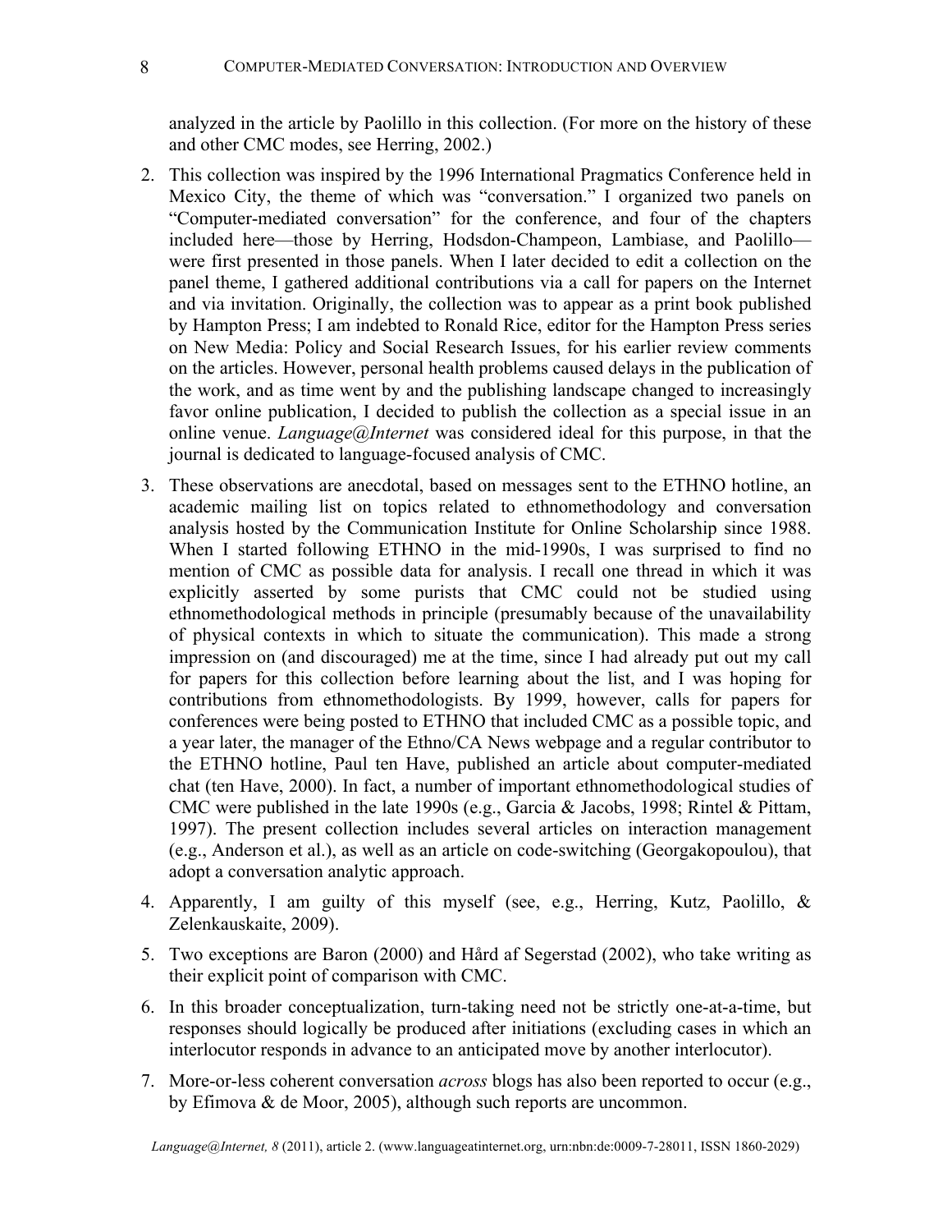analyzed in the article by Paolillo in this collection. (For more on the history of these and other CMC modes, see Herring, 2002.)

2. This collection was inspired by the 1996 International Pragmatics Conference held in Mexico City, the theme of which was "conversation." I organized two panels on "Computer-mediated conversation" for the conference, and four of the chapters included here—those by Herring, Hodsdon-Champeon, Lambiase, and Paolillo—were first presented in those panels. When I later decided to edit a collection on the panel theme, I gathered additional contributions via a call for papers on the Internet and via invitation. Originally, the collection was to appear as a print book published by Hampton Press; I am indebted to Ronald Rice, editor for the Hampton Press series on New Media: Policy and Social Research Issues, for his earlier review comments on the articles. However, personal health problems caused delays in the publication of the work, and as time went by and the publishing landscape changed to increasingly favor online publication, I decided to publish the collection as a special issue in an online venue. *Language@Internet* was considered ideal for this purpose, in that the journal is dedicated to language-focused analysis of CMC.

3. These observations are anecdotal, based on messages sent to the ETHNO hotline, an academic mailing list on topics related to ethnomethodology and conversation analysis hosted by the Communication Institute for Online Scholarship since 1988. When I started following ETHNO in the mid-1990s, I was surprised to find no mention of CMC as possible data for analysis. I recall one thread in which it was explicitly asserted by some purists that CMC could not be studied using ethnomethodological methods in principle (presumably because of the unavailability of physical contexts in which to situate the communication). This made a strong impression on (and discouraged) me at the time, since I had already put out my call for papers for this collection before learning about the list, and I was hoping for contributions from ethnomethodologists. By 1999, however, calls for papers for conferences were being posted to ETHNO that included CMC as a possible topic, and a year later, the manager of the Ethno/CA News webpage and a regular contributor to the ETHNO hotline, Paul ten Have, published an article about computer-mediated chat (ten Have, 2000). In fact, a number of important ethnomethodological studies of CMC were published in the late 1990s (e.g., Garcia & Jacobs, 1998; Rintel & Pittam, 1997). The present collection includes several articles on interaction management (e.g., Anderson et al.), as well as an article on code-switching (Georgakopoulou), that adopt a conversation analytic approach.

4. Apparently, I am guilty of this myself (see, e.g., Herring, Kutz, Paolillo, & Zelenkauskaite, 2009).

5. Two exceptions are Baron (2000) and Hård af Segerstad (2002), who take writing as their explicit point of comparison with CMC.

6. In this broader conceptualization, turn-taking need not be strictly one-at-a-time, but responses should logically be produced after initiations (excluding cases in which an interlocutor responds in advance to an anticipated move by another interlocutor).

7. More-or-less coherent conversation *across* blogs has also been reported to occur (e.g., by Efimova & de Moor, 2005), although such reports are uncommon.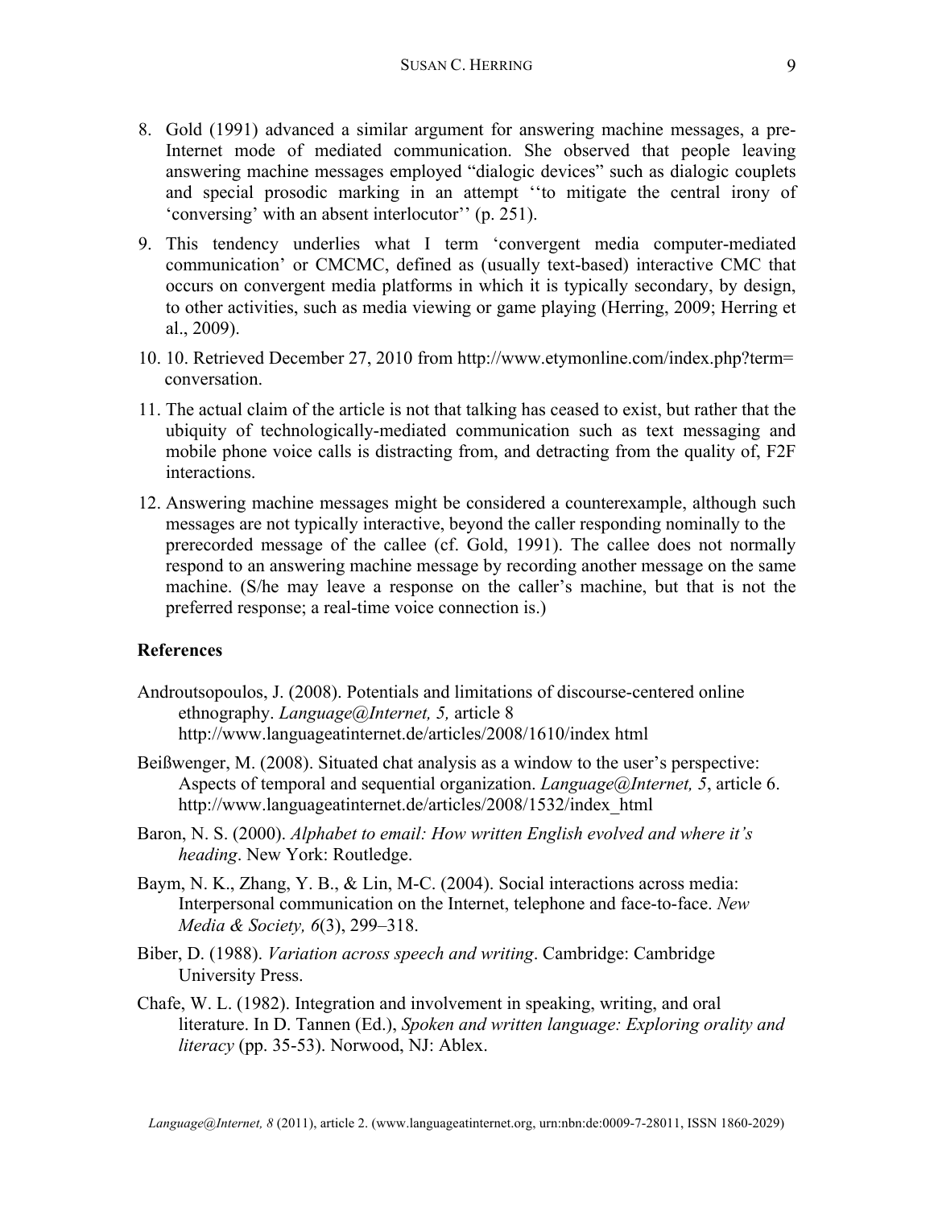8. Gold (1991) advanced a similar argument for answering machine messages, a pre-Internet mode of mediated communication. She observed that people leaving answering machine messages employed "dialogic devices" such as dialogic couplets and special prosodic marking in an attempt ''to mitigate the central irony of 'conversing' with an absent interlocutor'' (p. 251).

9. This tendency underlies what I term 'convergent media computer-mediated communication' or CMCMC, defined as (usually text-based) interactive CMC that occurs on convergent media platforms in which it is typically secondary, by design, to other activities, such as media viewing or game playing (Herring, 2009; Herring et al., 2009).

10. 10. Retrieved December 27, 2010 from http://www.etymonline.com/index.php?term= conversation.

11. The actual claim of the article is not that talking has ceased to exist, but rather that the ubiquity of technologically-mediated communication such as text messaging and mobile phone voice calls is distracting from, and detracting from the quality of, F2F interactions.

12. Answering machine messages might be considered a counterexample, although such messages are not typically interactive, beyond the caller responding nominally to the prerecorded message of the callee (cf. Gold, 1991). The callee does not normally respond to an answering machine message by recording another message on the same machine. (S/he may leave a response on the caller's machine, but that is not the preferred response; a real-time voice connection is.)

## References

Androutsopoulos, J. (2008). Potentials and limitations of discourse-centered online ethnography. *Language@Internet, 5,* article 8 http://www.languageatinternet.de/articles/2008/1610/index html

Beißwenger, M. (2008). Situated chat analysis as a window to the user's perspective: Aspects of temporal and sequential organization. *Language@Internet, 5*, article 6. http://www.languageatinternet.de/articles/2008/1532/index_html

Baron, N. S. (2000). *Alphabet to email: How written English evolved and where it's heading*. New York: Routledge.

Baym, N. K., Zhang, Y. B., & Lin, M-C. (2004). Social interactions across media: Interpersonal communication on the Internet, telephone and face-to-face. *New Media & Society, 6*(3), 299–318.

Biber, D. (1988). *Variation across speech and writing*. Cambridge: Cambridge University Press.

Chafe, W. L. (1982). Integration and involvement in speaking, writing, and oral literature. In D. Tannen (Ed.), *Spoken and written language: Exploring orality and literacy* (pp. 35-53). Norwood, NJ: Ablex.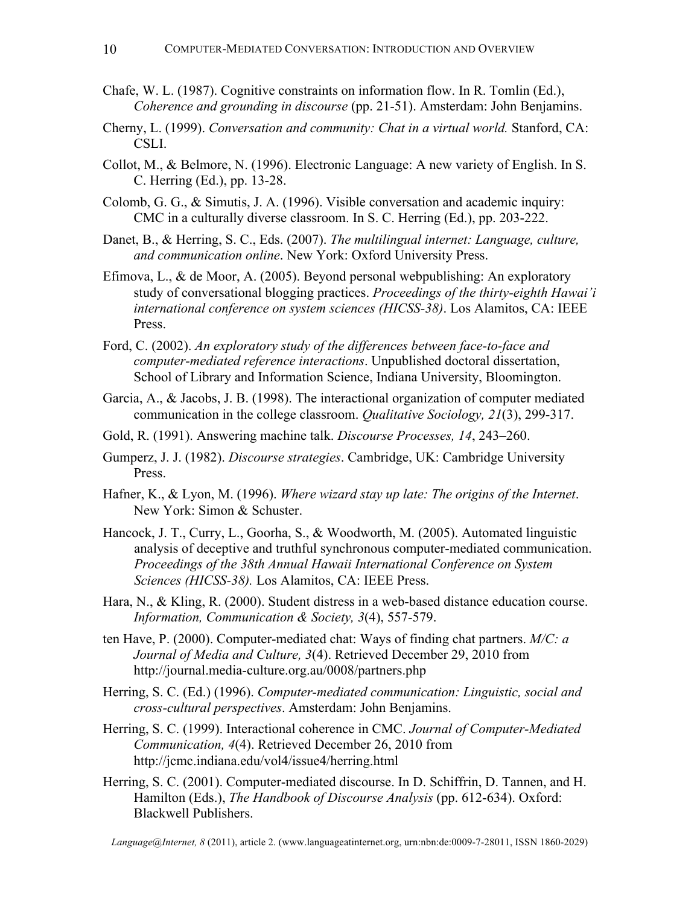Chafe, W. L. (1987). Cognitive constraints on information flow. In R. Tomlin (Ed.), *Coherence and grounding in discourse* (pp. 21-51). Amsterdam: John Benjamins.

Cherny, L. (1999). *Conversation and community: Chat in a virtual world.* Stanford, CA: CSLI.

Collot, M., & Belmore, N. (1996). Electronic Language: A new variety of English. In S. C. Herring (Ed.), pp. 13-28.

Colomb, G. G., & Simutis, J. A. (1996). Visible conversation and academic inquiry: CMC in a culturally diverse classroom. In S. C. Herring (Ed.), pp. 203-222.

Danet, B., & Herring, S. C., Eds. (2007). *The multilingual internet: Language, culture, and communication online*. New York: Oxford University Press.

Efimova, L., & de Moor, A. (2005). Beyond personal webpublishing: An exploratory study of conversational blogging practices. *Proceedings of the thirty-eighth Hawai'i international conference on system sciences (HICSS-38)*. Los Alamitos, CA: IEEE Press.

Ford, C. (2002). *An exploratory study of the differences between face-to-face and computer-mediated reference interactions*. Unpublished doctoral dissertation, School of Library and Information Science, Indiana University, Bloomington.

Garcia, A., & Jacobs, J. B. (1998). The interactional organization of computer mediated communication in the college classroom. *Qualitative Sociology, 21*(3), 299-317.

Gold, R. (1991). Answering machine talk. *Discourse Processes, 14*, 243–260.

Gumperz, J. J. (1982). *Discourse strategies*. Cambridge, UK: Cambridge University Press.

Hafner, K., & Lyon, M. (1996). *Where wizard stay up late: The origins of the Internet*. New York: Simon & Schuster.

Hancock, J. T., Curry, L., Goorha, S., & Woodworth, M. (2005). Automated linguistic analysis of deceptive and truthful synchronous computer-mediated communication. *Proceedings of the 38th Annual Hawaii International Conference on System Sciences (HICSS-38).* Los Alamitos, CA: IEEE Press.

Hara, N., & Kling, R. (2000). Student distress in a web-based distance education course. *Information, Communication & Society, 3*(4), 557-579.

ten Have, P. (2000). Computer-mediated chat: Ways of finding chat partners. *M/C: a Journal of Media and Culture, 3*(4). Retrieved December 29, 2010 from http://journal.media-culture.org.au/0008/partners.php

Herring, S. C. (Ed.) (1996). *Computer-mediated communication: Linguistic, social and cross-cultural perspectives*. Amsterdam: John Benjamins.

Herring, S. C. (1999). Interactional coherence in CMC. *Journal of Computer-Mediated Communication, 4*(4). Retrieved December 26, 2010 from http://jcmc.indiana.edu/vol4/issue4/herring.html

Herring, S. C. (2001). Computer-mediated discourse. In D. Schiffrin, D. Tannen, and H. Hamilton (Eds.), *The Handbook of Discourse Analysis* (pp. 612-634). Oxford: Blackwell Publishers.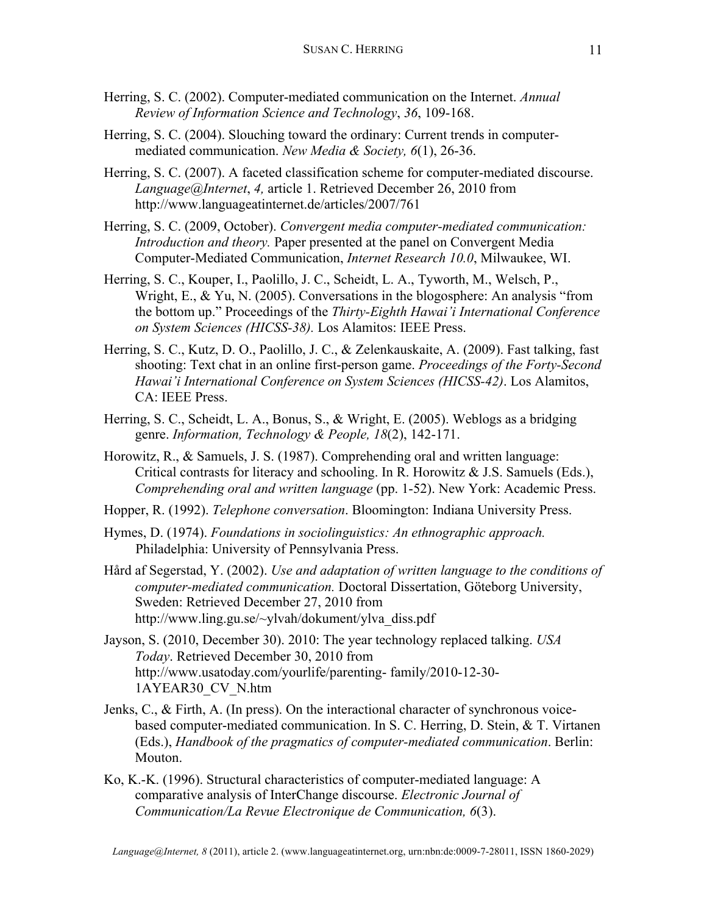Herring, S. C. (2002). Computer-mediated communication on the Internet. *Annual Review of Information Science and Technology*, *36*, 109-168.

Herring, S. C. (2004). Slouching toward the ordinary: Current trends in computer-mediated communication. *New Media & Society, 6*(1), 26-36.

Herring, S. C. (2007). A faceted classification scheme for computer-mediated discourse. *Language@Internet*, *4,* article 1. Retrieved December 26, 2010 from http://www.languageatinternet.de/articles/2007/761

Herring, S. C. (2009, October). *Convergent media computer-mediated communication: Introduction and theory.* Paper presented at the panel on Convergent Media Computer-Mediated Communication, *Internet Research 10.0*, Milwaukee, WI.

Herring, S. C., Kouper, I., Paolillo, J. C., Scheidt, L. A., Tyworth, M., Welsch, P., Wright, E., & Yu, N. (2005). Conversations in the blogosphere: An analysis "from the bottom up." Proceedings of the *Thirty-Eighth Hawai'i International Conference on System Sciences (HICSS-38).* Los Alamitos: IEEE Press.

Herring, S. C., Kutz, D. O., Paolillo, J. C., & Zelenkauskaite, A. (2009). Fast talking, fast shooting: Text chat in an online first-person game. *Proceedings of the Forty-Second Hawai'i International Conference on System Sciences (HICSS-42)*. Los Alamitos, CA: IEEE Press.

Herring, S. C., Scheidt, L. A., Bonus, S., & Wright, E. (2005). Weblogs as a bridging genre. *Information, Technology & People, 18*(2), 142-171.

Horowitz, R., & Samuels, J. S. (1987). Comprehending oral and written language: Critical contrasts for literacy and schooling. In R. Horowitz & J.S. Samuels (Eds.), *Comprehending oral and written language* (pp. 1-52). New York: Academic Press.

Hopper, R. (1992). *Telephone conversation*. Bloomington: Indiana University Press.

Hymes, D. (1974). *Foundations in sociolinguistics: An ethnographic approach.* Philadelphia: University of Pennsylvania Press.

Hård af Segerstad, Y. (2002). *Use and adaptation of written language to the conditions of computer-mediated communication.* Doctoral Dissertation, Göteborg University, Sweden: Retrieved December 27, 2010 from http://www.ling.gu.se/~ylvah/dokument/ylva_diss.pdf

Jayson, S. (2010, December 30). 2010: The year technology replaced talking. *USA Today*. Retrieved December 30, 2010 from http://www.usatoday.com/yourlife/parenting- family/2010-12-30-1AYEAR30_CV_N.htm

Jenks, C., & Firth, A. (In press). On the interactional character of synchronous voice-based computer-mediated communication. In S. C. Herring, D. Stein, & T. Virtanen (Eds.), *Handbook of the pragmatics of computer-mediated communication*. Berlin: Mouton.

Ko, K.-K. (1996). Structural characteristics of computer-mediated language: A comparative analysis of InterChange discourse. *Electronic Journal of Communication/La Revue Electronique de Communication, 6*(3).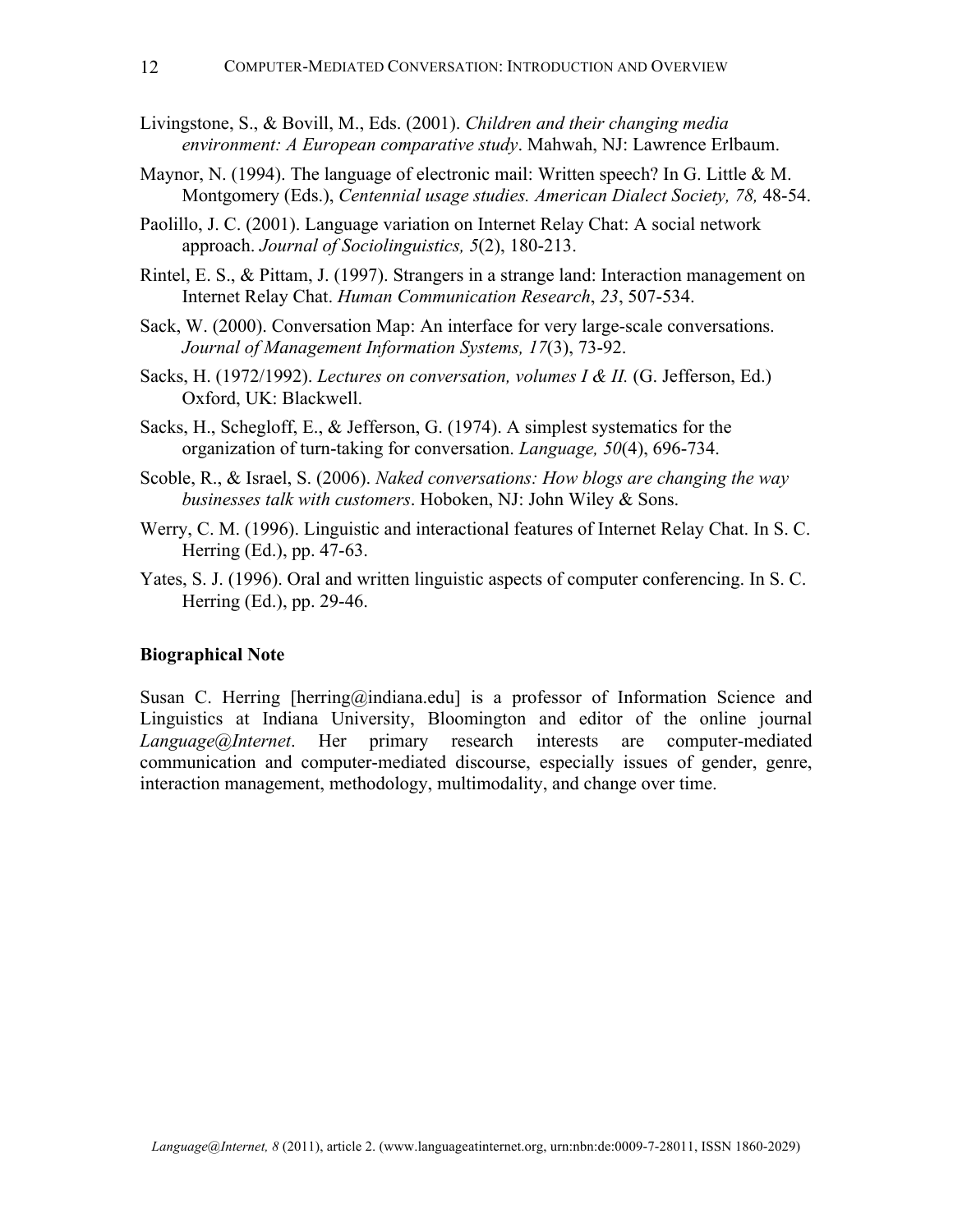Livingstone, S., & Bovill, M., Eds. (2001). *Children and their changing media environment: A European comparative study*. Mahwah, NJ: Lawrence Erlbaum.

Maynor, N. (1994). The language of electronic mail: Written speech? In G. Little & M. Montgomery (Eds.), *Centennial usage studies. American Dialect Society, 78,* 48-54.

Paolillo, J. C. (2001). Language variation on Internet Relay Chat: A social network approach. *Journal of Sociolinguistics, 5*(2), 180-213.

Rintel, E. S., & Pittam, J. (1997). Strangers in a strange land: Interaction management on Internet Relay Chat. *Human Communication Research*, *23*, 507-534.

Sack, W. (2000). Conversation Map: An interface for very large-scale conversations. *Journal of Management Information Systems, 17*(3), 73-92.

Sacks, H. (1972/1992). *Lectures on conversation, volumes I & II.* (G. Jefferson, Ed.) Oxford, UK: Blackwell.

Sacks, H., Schegloff, E., & Jefferson, G. (1974). A simplest systematics for the organization of turn-taking for conversation. *Language, 50*(4), 696-734.

Scoble, R., & Israel, S. (2006). *Naked conversations: How blogs are changing the way businesses talk with customers*. Hoboken, NJ: John Wiley & Sons.

Werry, C. M. (1996). Linguistic and interactional features of Internet Relay Chat. In S. C. Herring (Ed.), pp. 47-63.

Yates, S. J. (1996). Oral and written linguistic aspects of computer conferencing. In S. C. Herring (Ed.), pp. 29-46.

### Biographical Note

Susan C. Herring [herring@indiana.edu] is a professor of Information Science and Linguistics at Indiana University, Bloomington and editor of the online journal *Language@Internet*. Her primary research interests are computer-mediated communication and computer-mediated discourse, especially issues of gender, genre, interaction management, methodology, multimodality, and change over time.